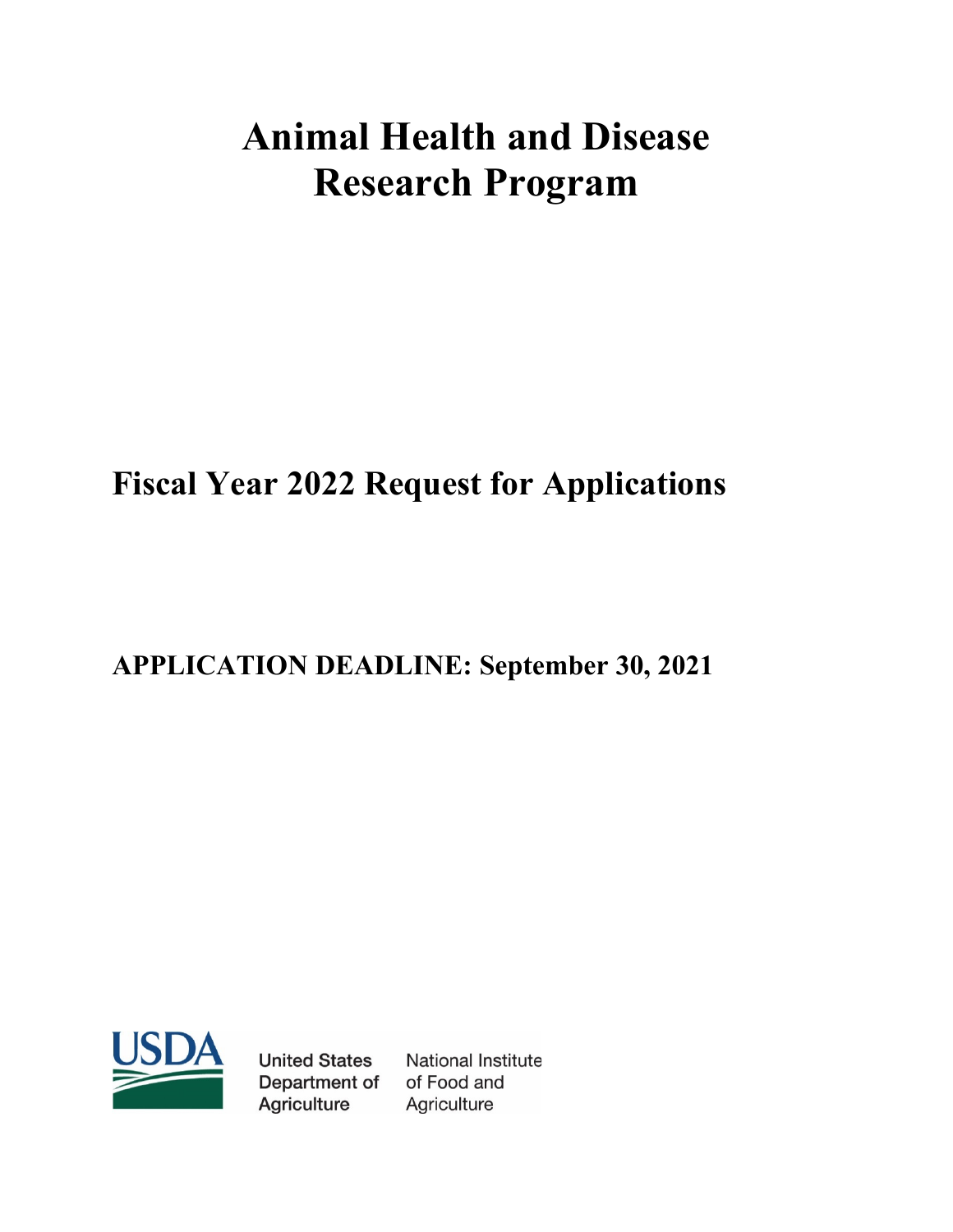# Animal Health and Disease Research Program

## Fiscal Year 2022 Request for Applications

**APPLICATION DEADLINE: September 30, 2021**

United States Department of Agriculture

National Institute of Food and Agriculture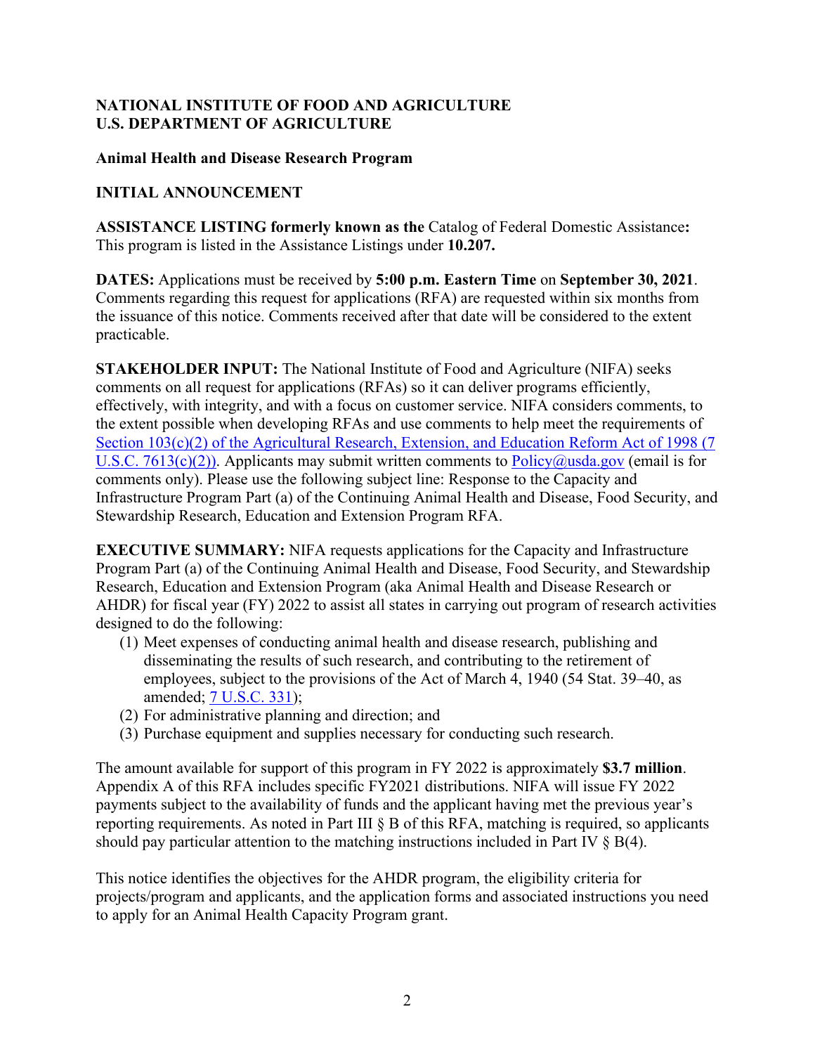**NATIONAL INSTITUTE OF FOOD AND AGRICULTURE**
**U.S. DEPARTMENT OF AGRICULTURE**

**Animal Health and Disease Research Program**

**INITIAL ANNOUNCEMENT**

**ASSISTANCE LISTING formerly known as the** Catalog of Federal Domestic Assistance**:** This program is listed in the Assistance Listings under **10.207.**

**DATES:** Applications must be received by **5:00 p.m. Eastern Time** on **September 30, 2021**. Comments regarding this request for applications (RFA) are requested within six months from the issuance of this notice. Comments received after that date will be considered to the extent practicable.

**STAKEHOLDER INPUT:** The National Institute of Food and Agriculture (NIFA) seeks comments on all request for applications (RFAs) so it can deliver programs efficiently, effectively, with integrity, and with a focus on customer service. NIFA considers comments, to the extent possible when developing RFAs and use comments to help meet the requirements of [Section 103(c)(2) of the Agricultural Research, Extension, and Education Reform Act of 1998 (7 U.S.C. 7613(c)(2))](). Applicants may submit written comments to [Policy@usda.gov]() (email is for comments only). Please use the following subject line: Response to the Capacity and Infrastructure Program Part (a) of the Continuing Animal Health and Disease, Food Security, and Stewardship Research, Education and Extension Program RFA.

**EXECUTIVE SUMMARY:** NIFA requests applications for the Capacity and Infrastructure Program Part (a) of the Continuing Animal Health and Disease, Food Security, and Stewardship Research, Education and Extension Program (aka Animal Health and Disease Research or AHDR) for fiscal year (FY) 2022 to assist all states in carrying out program of research activities designed to do the following:

1. Meet expenses of conducting animal health and disease research, publishing and disseminating the results of such research, and contributing to the retirement of employees, subject to the provisions of the Act of March 4, 1940 (54 Stat. 39–40, as amended; [7 U.S.C. 331]());
2. For administrative planning and direction; and
3. Purchase equipment and supplies necessary for conducting such research.

The amount available for support of this program in FY 2022 is approximately **$3.7 million**. Appendix A of this RFA includes specific FY2021 distributions. NIFA will issue FY 2022 payments subject to the availability of funds and the applicant having met the previous year's reporting requirements. As noted in Part III § B of this RFA, matching is required, so applicants should pay particular attention to the matching instructions included in Part IV § B(4).

This notice identifies the objectives for the AHDR program, the eligibility criteria for projects/program and applicants, and the application forms and associated instructions you need to apply for an Animal Health Capacity Program grant.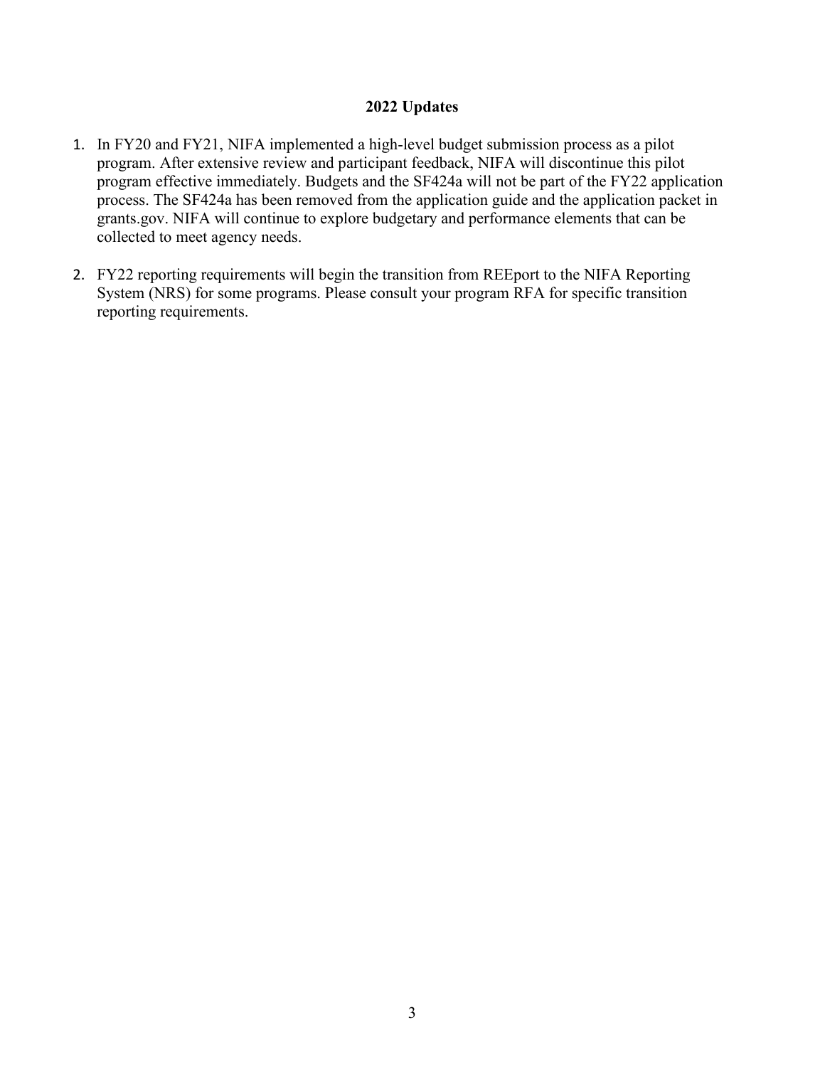## 2022 Updates

1. In FY20 and FY21, NIFA implemented a high-level budget submission process as a pilot program. After extensive review and participant feedback, NIFA will discontinue this pilot program effective immediately. Budgets and the SF424a will not be part of the FY22 application process. The SF424a has been removed from the application guide and the application packet in grants.gov. NIFA will continue to explore budgetary and performance elements that can be collected to meet agency needs.

2. FY22 reporting requirements will begin the transition from REEport to the NIFA Reporting System (NRS) for some programs. Please consult your program RFA for specific transition reporting requirements.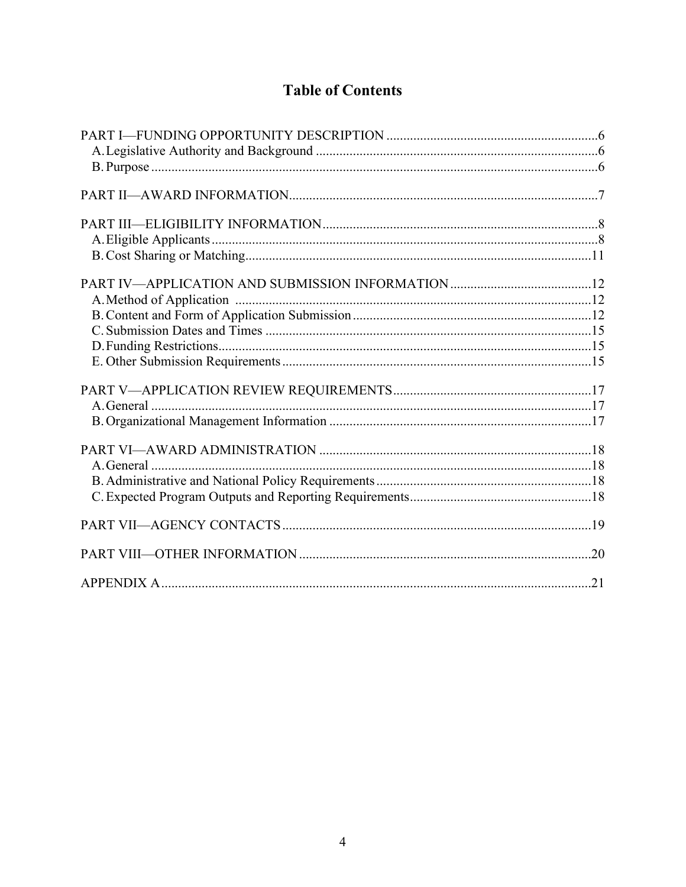# Table of Contents

PART I—FUNDING OPPORTUNITY DESCRIPTION ....6
- A. Legislative Authority and Background ....6
- B. Purpose ....6

PART II—AWARD INFORMATION ....7

PART III—ELIGIBILITY INFORMATION ....8
- A. Eligible Applicants ....8
- B. Cost Sharing or Matching ....11

PART IV—APPLICATION AND SUBMISSION INFORMATION ....12
- A. Method of Application ....12
- B. Content and Form of Application Submission ....12
- C. Submission Dates and Times ....15
- D. Funding Restrictions ....15
- E. Other Submission Requirements ....15

PART V—APPLICATION REVIEW REQUIREMENTS ....17
- A. General ....17
- B. Organizational Management Information ....17

PART VI—AWARD ADMINISTRATION ....18
- A. General ....18
- B. Administrative and National Policy Requirements ....18
- C. Expected Program Outputs and Reporting Requirements ....18

PART VII—AGENCY CONTACTS ....19

PART VIII—OTHER INFORMATION ....20

APPENDIX A ....21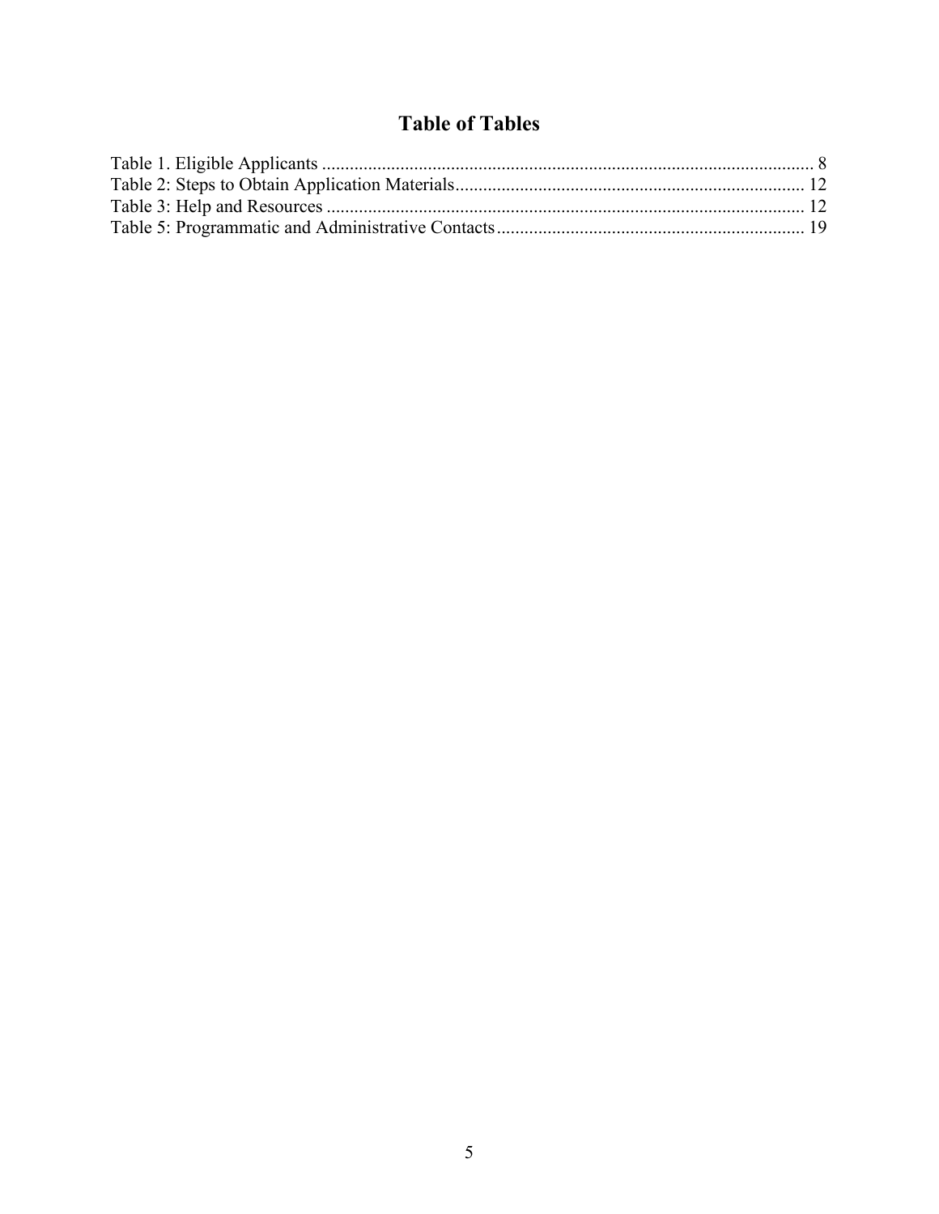# Table of Tables

Table 1. Eligible Applicants ........................................................................................................... 8
Table 2: Steps to Obtain Application Materials............................................................................ 12
Table 3: Help and Resources ........................................................................................................ 12
Table 5: Programmatic and Administrative Contacts................................................................... 19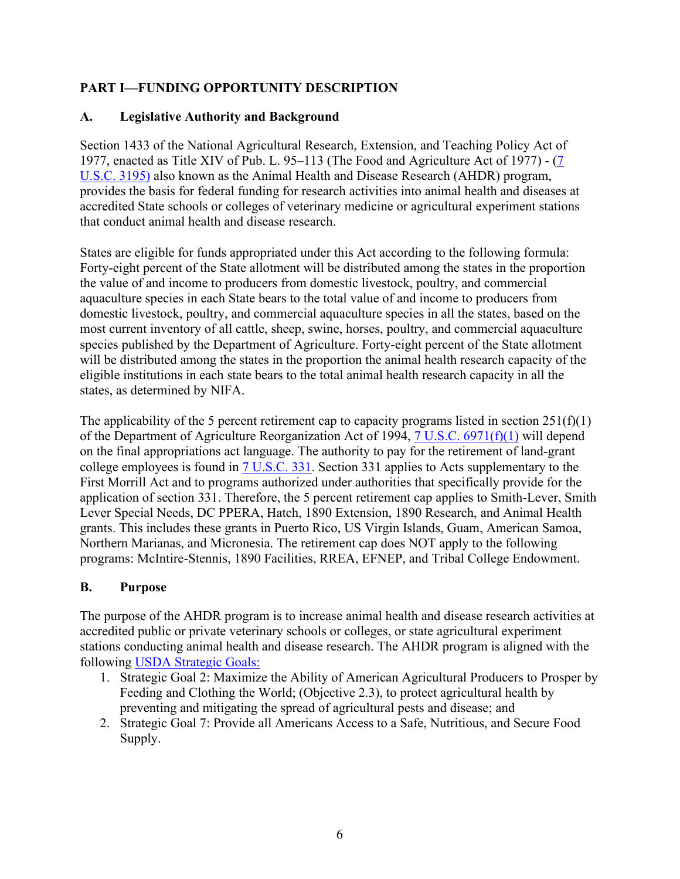## PART I—FUNDING OPPORTUNITY DESCRIPTION

### A. Legislative Authority and Background

Section 1433 of the National Agricultural Research, Extension, and Teaching Policy Act of 1977, enacted as Title XIV of Pub. L. 95–113 (The Food and Agriculture Act of 1977) - (7 U.S.C. 3195) also known as the Animal Health and Disease Research (AHDR) program, provides the basis for federal funding for research activities into animal health and diseases at accredited State schools or colleges of veterinary medicine or agricultural experiment stations that conduct animal health and disease research.

States are eligible for funds appropriated under this Act according to the following formula: Forty-eight percent of the State allotment will be distributed among the states in the proportion the value of and income to producers from domestic livestock, poultry, and commercial aquaculture species in each State bears to the total value of and income to producers from domestic livestock, poultry, and commercial aquaculture species in all the states, based on the most current inventory of all cattle, sheep, swine, horses, poultry, and commercial aquaculture species published by the Department of Agriculture. Forty-eight percent of the State allotment will be distributed among the states in the proportion the animal health research capacity of the eligible institutions in each state bears to the total animal health research capacity in all the states, as determined by NIFA.

The applicability of the 5 percent retirement cap to capacity programs listed in section 251(f)(1) of the Department of Agriculture Reorganization Act of 1994, 7 U.S.C. 6971(f)(1) will depend on the final appropriations act language. The authority to pay for the retirement of land-grant college employees is found in 7 U.S.C. 331. Section 331 applies to Acts supplementary to the First Morrill Act and to programs authorized under authorities that specifically provide for the application of section 331. Therefore, the 5 percent retirement cap applies to Smith-Lever, Smith Lever Special Needs, DC PPERA, Hatch, 1890 Extension, 1890 Research, and Animal Health grants. This includes these grants in Puerto Rico, US Virgin Islands, Guam, American Samoa, Northern Marianas, and Micronesia. The retirement cap does NOT apply to the following programs: McIntire-Stennis, 1890 Facilities, RREA, EFNEP, and Tribal College Endowment.

### B. Purpose

The purpose of the AHDR program is to increase animal health and disease research activities at accredited public or private veterinary schools or colleges, or state agricultural experiment stations conducting animal health and disease research. The AHDR program is aligned with the following USDA Strategic Goals:

1. Strategic Goal 2: Maximize the Ability of American Agricultural Producers to Prosper by Feeding and Clothing the World; (Objective 2.3), to protect agricultural health by preventing and mitigating the spread of agricultural pests and disease; and
2. Strategic Goal 7: Provide all Americans Access to a Safe, Nutritious, and Secure Food Supply.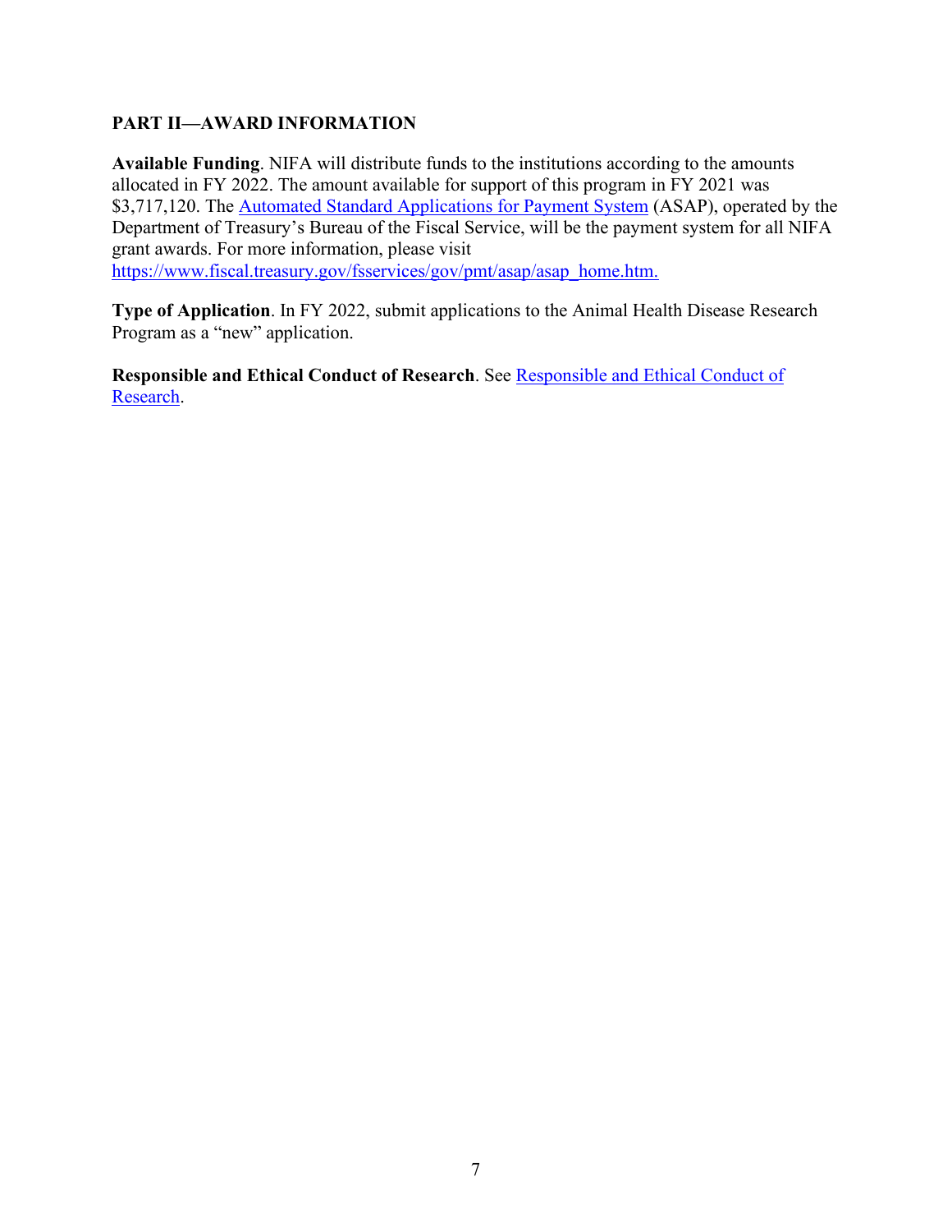## PART II—AWARD INFORMATION

**Available Funding**. NIFA will distribute funds to the institutions according to the amounts allocated in FY 2022. The amount available for support of this program in FY 2021 was $3,717,120. The Automated Standard Applications for Payment System (ASAP), operated by the Department of Treasury's Bureau of the Fiscal Service, will be the payment system for all NIFA grant awards. For more information, please visit https://www.fiscal.treasury.gov/fsservices/gov/pmt/asap/asap_home.htm.

**Type of Application**. In FY 2022, submit applications to the Animal Health Disease Research Program as a "new" application.

**Responsible and Ethical Conduct of Research**. See Responsible and Ethical Conduct of Research.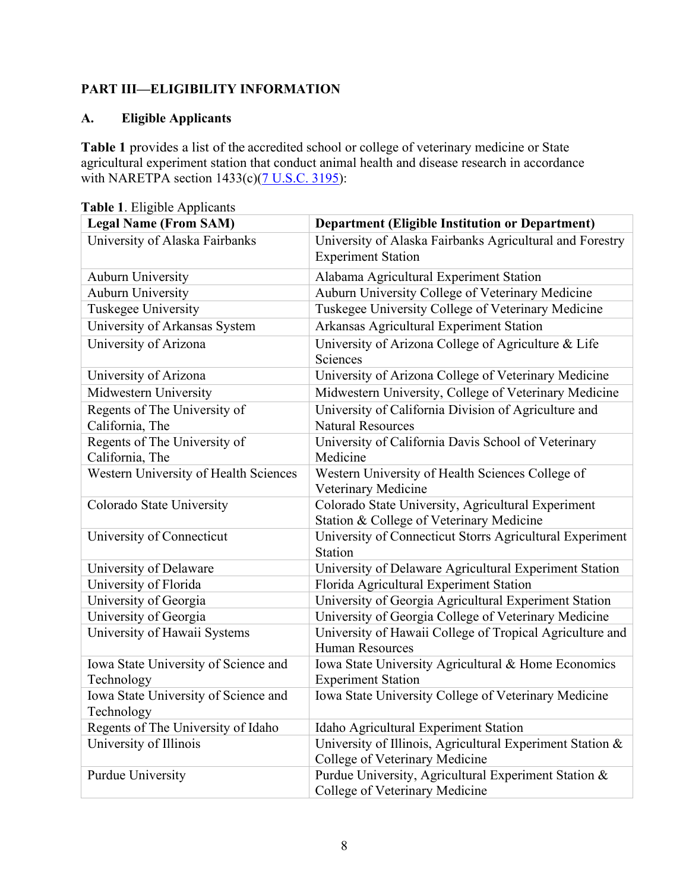## PART III—ELIGIBILITY INFORMATION

### A. Eligible Applicants

**Table 1** provides a list of the accredited school or college of veterinary medicine or State agricultural experiment station that conduct animal health and disease research in accordance with NARETPA section 1433(c)(7 U.S.C. 3195):

Table 1. Eligible Applicants

| Legal Name (From SAM) | Department (Eligible Institution or Department) |
|---|---|
| University of Alaska Fairbanks | University of Alaska Fairbanks Agricultural and Forestry Experiment Station |
| Auburn University | Alabama Agricultural Experiment Station |
| Auburn University | Auburn University College of Veterinary Medicine |
| Tuskegee University | Tuskegee University College of Veterinary Medicine |
| University of Arkansas System | Arkansas Agricultural Experiment Station |
| University of Arizona | University of Arizona College of Agriculture & Life Sciences |
| University of Arizona | University of Arizona College of Veterinary Medicine |
| Midwestern University | Midwestern University, College of Veterinary Medicine |
| Regents of The University of California, The | University of California Division of Agriculture and Natural Resources |
| Regents of The University of California, The | University of California Davis School of Veterinary Medicine |
| Western University of Health Sciences | Western University of Health Sciences College of Veterinary Medicine |
| Colorado State University | Colorado State University, Agricultural Experiment Station & College of Veterinary Medicine |
| University of Connecticut | University of Connecticut Storrs Agricultural Experiment Station |
| University of Delaware | University of Delaware Agricultural Experiment Station |
| University of Florida | Florida Agricultural Experiment Station |
| University of Georgia | University of Georgia Agricultural Experiment Station |
| University of Georgia | University of Georgia College of Veterinary Medicine |
| University of Hawaii Systems | University of Hawaii College of Tropical Agriculture and Human Resources |
| Iowa State University of Science and Technology | Iowa State University Agricultural & Home Economics Experiment Station |
| Iowa State University of Science and Technology | Iowa State University College of Veterinary Medicine |
| Regents of The University of Idaho | Idaho Agricultural Experiment Station |
| University of Illinois | University of Illinois, Agricultural Experiment Station & College of Veterinary Medicine |
| Purdue University | Purdue University, Agricultural Experiment Station & College of Veterinary Medicine |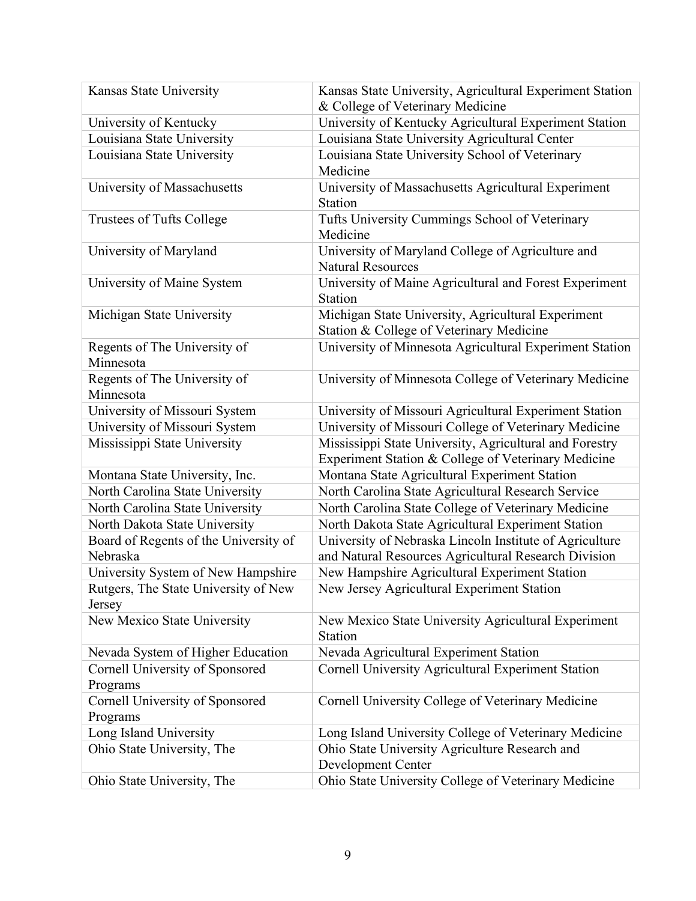| Kansas State University | Kansas State University, Agricultural Experiment Station & College of Veterinary Medicine |
|---|---|
| University of Kentucky | University of Kentucky Agricultural Experiment Station |
| Louisiana State University | Louisiana State University Agricultural Center |
| Louisiana State University | Louisiana State University School of Veterinary Medicine |
| University of Massachusetts | University of Massachusetts Agricultural Experiment Station |
| Trustees of Tufts College | Tufts University Cummings School of Veterinary Medicine |
| University of Maryland | University of Maryland College of Agriculture and Natural Resources |
| University of Maine System | University of Maine Agricultural and Forest Experiment Station |
| Michigan State University | Michigan State University, Agricultural Experiment Station & College of Veterinary Medicine |
| Regents of The University of Minnesota | University of Minnesota Agricultural Experiment Station |
| Regents of The University of Minnesota | University of Minnesota College of Veterinary Medicine |
| University of Missouri System | University of Missouri Agricultural Experiment Station |
| University of Missouri System | University of Missouri College of Veterinary Medicine |
| Mississippi State University | Mississippi State University, Agricultural and Forestry Experiment Station & College of Veterinary Medicine |
| Montana State University, Inc. | Montana State Agricultural Experiment Station |
| North Carolina State University | North Carolina State Agricultural Research Service |
| North Carolina State University | North Carolina State College of Veterinary Medicine |
| North Dakota State University | North Dakota State Agricultural Experiment Station |
| Board of Regents of the University of Nebraska | University of Nebraska Lincoln Institute of Agriculture and Natural Resources Agricultural Research Division |
| University System of New Hampshire | New Hampshire Agricultural Experiment Station |
| Rutgers, The State University of New Jersey | New Jersey Agricultural Experiment Station |
| New Mexico State University | New Mexico State University Agricultural Experiment Station |
| Nevada System of Higher Education | Nevada Agricultural Experiment Station |
| Cornell University of Sponsored Programs | Cornell University Agricultural Experiment Station |
| Cornell University of Sponsored Programs | Cornell University College of Veterinary Medicine |
| Long Island University | Long Island University College of Veterinary Medicine |
| Ohio State University, The | Ohio State University Agriculture Research and Development Center |
| Ohio State University, The | Ohio State University College of Veterinary Medicine |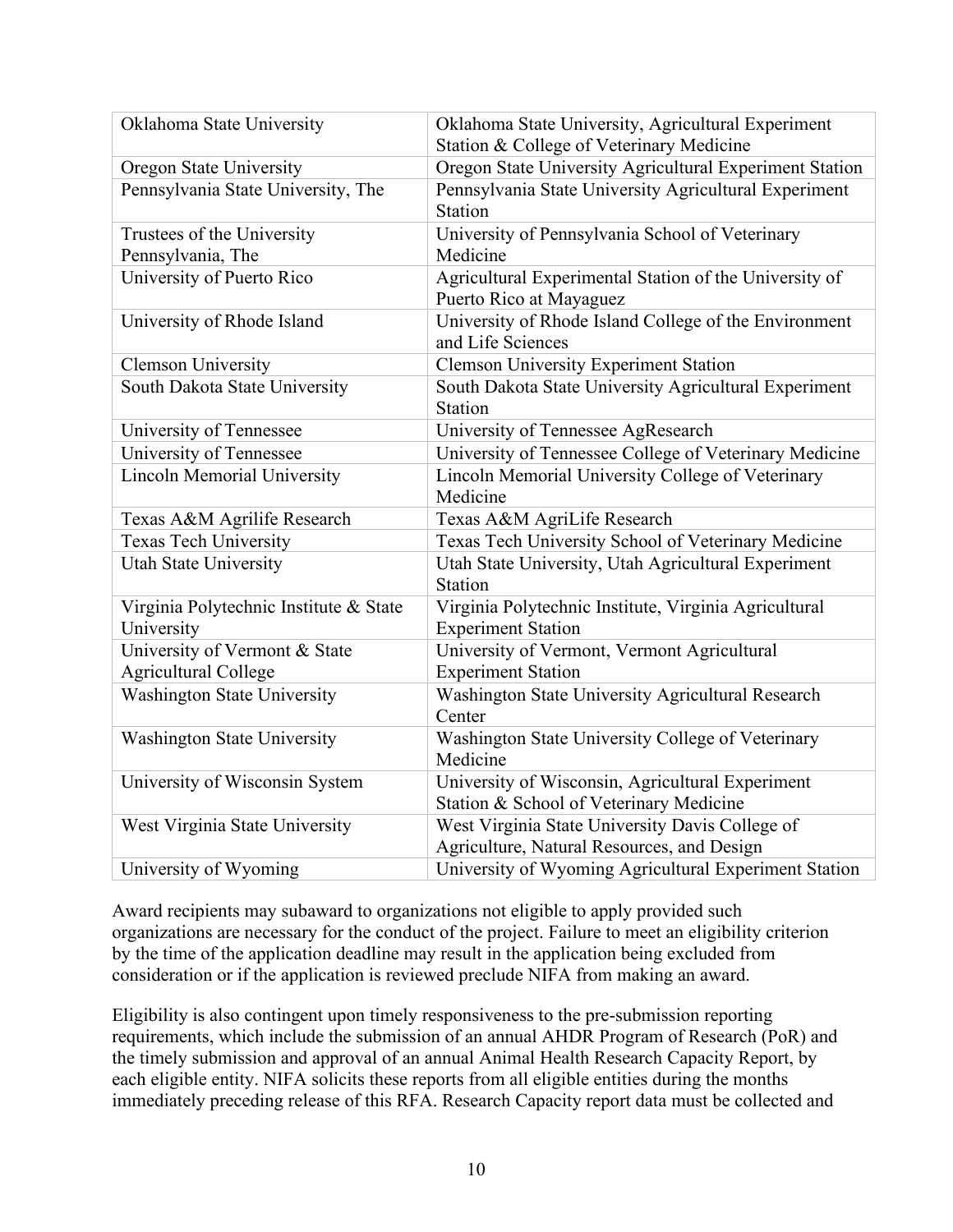| Oklahoma State University | Oklahoma State University, Agricultural Experiment Station & College of Veterinary Medicine |
|---|---|
| Oregon State University | Oregon State University Agricultural Experiment Station |
| Pennsylvania State University, The | Pennsylvania State University Agricultural Experiment Station |
| Trustees of the University Pennsylvania, The | University of Pennsylvania School of Veterinary Medicine |
| University of Puerto Rico | Agricultural Experimental Station of the University of Puerto Rico at Mayaguez |
| University of Rhode Island | University of Rhode Island College of the Environment and Life Sciences |
| Clemson University | Clemson University Experiment Station |
| South Dakota State University | South Dakota State University Agricultural Experiment Station |
| University of Tennessee | University of Tennessee AgResearch |
| University of Tennessee | University of Tennessee College of Veterinary Medicine |
| Lincoln Memorial University | Lincoln Memorial University College of Veterinary Medicine |
| Texas A&M Agrilife Research | Texas A&M AgriLife Research |
| Texas Tech University | Texas Tech University School of Veterinary Medicine |
| Utah State University | Utah State University, Utah Agricultural Experiment Station |
| Virginia Polytechnic Institute & State University | Virginia Polytechnic Institute, Virginia Agricultural Experiment Station |
| University of Vermont & State Agricultural College | University of Vermont, Vermont Agricultural Experiment Station |
| Washington State University | Washington State University Agricultural Research Center |
| Washington State University | Washington State University College of Veterinary Medicine |
| University of Wisconsin System | University of Wisconsin, Agricultural Experiment Station & School of Veterinary Medicine |
| West Virginia State University | West Virginia State University Davis College of Agriculture, Natural Resources, and Design |
| University of Wyoming | University of Wyoming Agricultural Experiment Station |

Award recipients may subaward to organizations not eligible to apply provided such organizations are necessary for the conduct of the project. Failure to meet an eligibility criterion by the time of the application deadline may result in the application being excluded from consideration or if the application is reviewed preclude NIFA from making an award.

Eligibility is also contingent upon timely responsiveness to the pre-submission reporting requirements, which include the submission of an annual AHDR Program of Research (PoR) and the timely submission and approval of an annual Animal Health Research Capacity Report, by each eligible entity. NIFA solicits these reports from all eligible entities during the months immediately preceding release of this RFA. Research Capacity report data must be collected and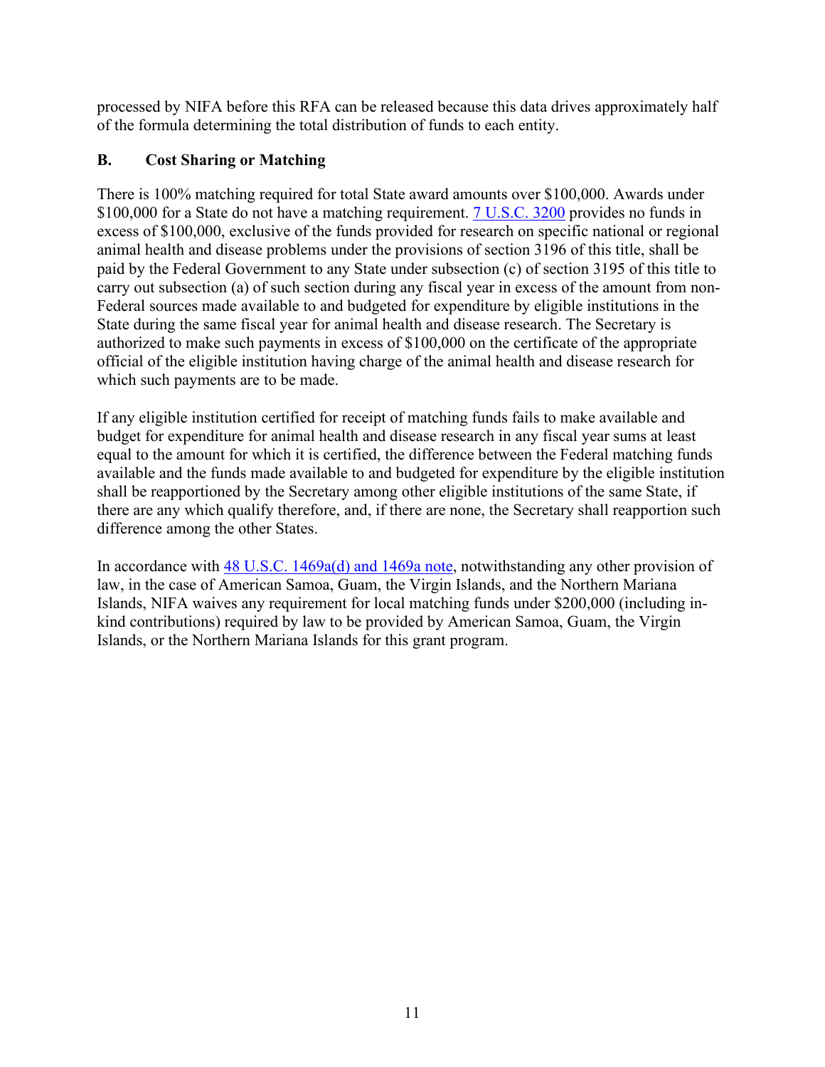processed by NIFA before this RFA can be released because this data drives approximately half of the formula determining the total distribution of funds to each entity.

### B. Cost Sharing or Matching

There is 100% matching required for total State award amounts over $100,000. Awards under $100,000 for a State do not have a matching requirement. 7 U.S.C. 3200 provides no funds in excess of $100,000, exclusive of the funds provided for research on specific national or regional animal health and disease problems under the provisions of section 3196 of this title, shall be paid by the Federal Government to any State under subsection (c) of section 3195 of this title to carry out subsection (a) of such section during any fiscal year in excess of the amount from non-Federal sources made available to and budgeted for expenditure by eligible institutions in the State during the same fiscal year for animal health and disease research. The Secretary is authorized to make such payments in excess of $100,000 on the certificate of the appropriate official of the eligible institution having charge of the animal health and disease research for which such payments are to be made.

If any eligible institution certified for receipt of matching funds fails to make available and budget for expenditure for animal health and disease research in any fiscal year sums at least equal to the amount for which it is certified, the difference between the Federal matching funds available and the funds made available to and budgeted for expenditure by the eligible institution shall be reapportioned by the Secretary among other eligible institutions of the same State, if there are any which qualify therefore, and, if there are none, the Secretary shall reapportion such difference among the other States.

In accordance with 48 U.S.C. 1469a(d) and 1469a note, notwithstanding any other provision of law, in the case of American Samoa, Guam, the Virgin Islands, and the Northern Mariana Islands, NIFA waives any requirement for local matching funds under $200,000 (including in-kind contributions) required by law to be provided by American Samoa, Guam, the Virgin Islands, or the Northern Mariana Islands for this grant program.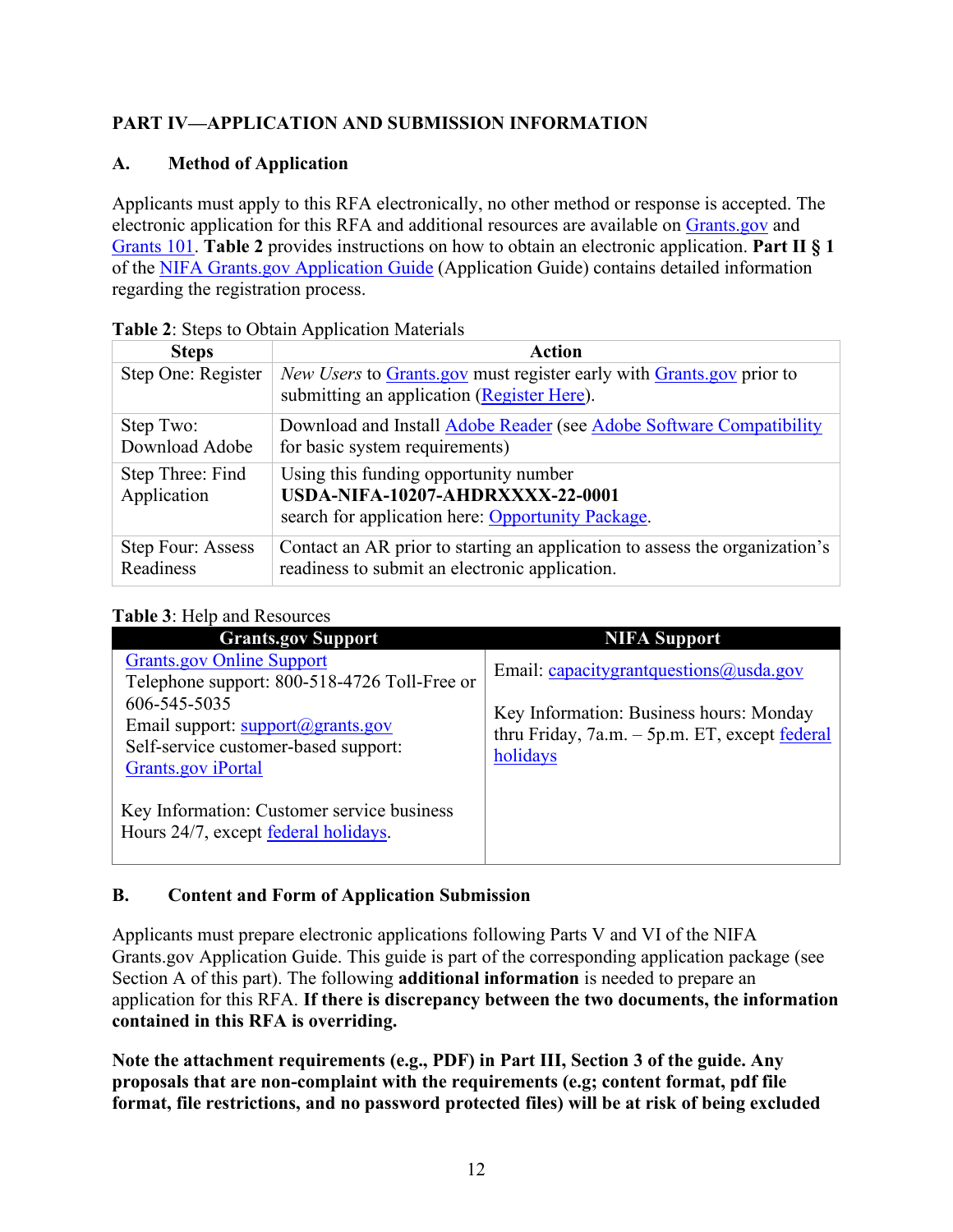## PART IV—APPLICATION AND SUBMISSION INFORMATION

### A. Method of Application

Applicants must apply to this RFA electronically, no other method or response is accepted. The electronic application for this RFA and additional resources are available on Grants.gov and Grants 101. **Table 2** provides instructions on how to obtain an electronic application. **Part II § 1** of the NIFA Grants.gov Application Guide (Application Guide) contains detailed information regarding the registration process.

**Table 2**: Steps to Obtain Application Materials

| Steps | Action |
|---|---|
| Step One: Register | *New Users* to Grants.gov must register early with Grants.gov prior to submitting an application (Register Here). |
| Step Two: Download Adobe | Download and Install Adobe Reader (see Adobe Software Compatibility for basic system requirements) |
| Step Three: Find Application | Using this funding opportunity number **USDA-NIFA-10207-AHDRXXXX-22-0001** search for application here: Opportunity Package. |
| Step Four: Assess Readiness | Contact an AR prior to starting an application to assess the organization's readiness to submit an electronic application. |

**Table 3**: Help and Resources

| Grants.gov Support | NIFA Support |
|---|---|
| Grants.gov Online Support<br>Telephone support: 800-518-4726 Toll-Free or 606-545-5035<br>Email support: support@grants.gov<br>Self-service customer-based support: Grants.gov iPortal<br><br>Key Information: Customer service business Hours 24/7, except federal holidays. | Email: capacitygrantquestions@usda.gov<br><br>Key Information: Business hours: Monday thru Friday, 7a.m. – 5p.m. ET, except federal holidays |

### B. Content and Form of Application Submission

Applicants must prepare electronic applications following Parts V and VI of the NIFA Grants.gov Application Guide. This guide is part of the corresponding application package (see Section A of this part). The following **additional information** is needed to prepare an application for this RFA. **If there is discrepancy between the two documents, the information contained in this RFA is overriding.**

**Note the attachment requirements (e.g., PDF) in Part III, Section 3 of the guide. Any proposals that are non-complaint with the requirements (e.g; content format, pdf file format, file restrictions, and no password protected files) will be at risk of being excluded**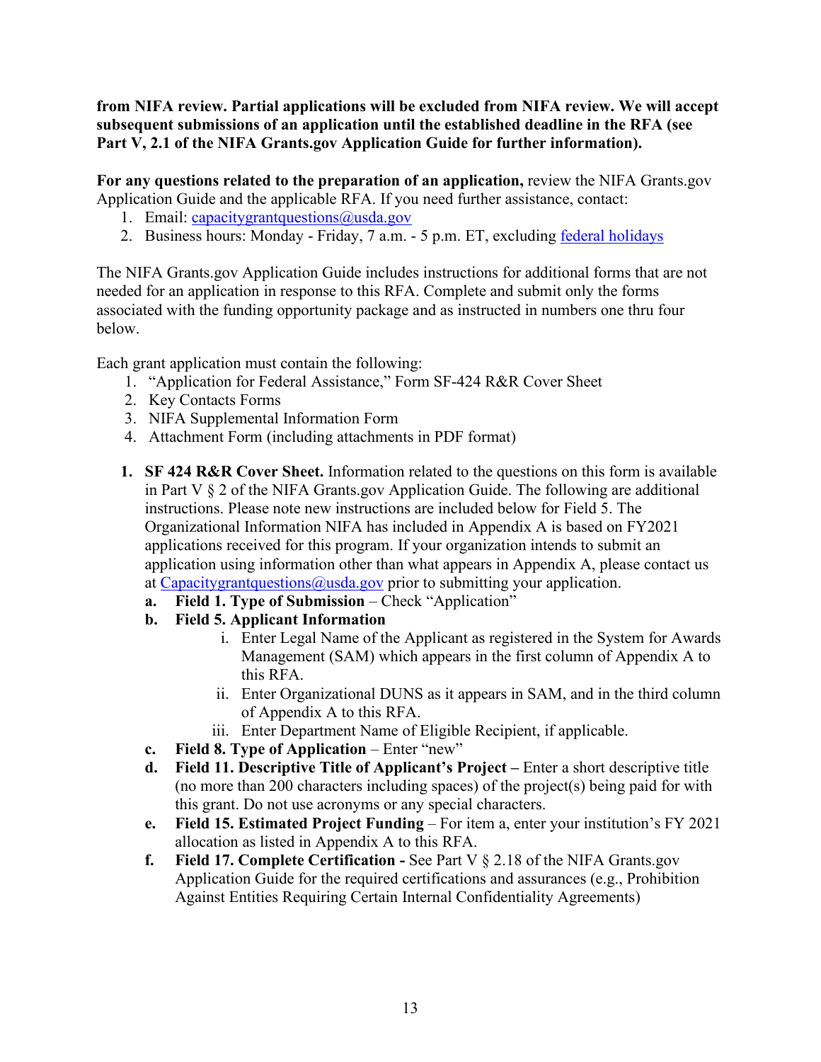**from NIFA review. Partial applications will be excluded from NIFA review. We will accept subsequent submissions of an application until the established deadline in the RFA (see Part V, 2.1 of the NIFA Grants.gov Application Guide for further information).**

**For any questions related to the preparation of an application,** review the NIFA Grants.gov Application Guide and the applicable RFA. If you need further assistance, contact:

1. Email: capacitygrantquestions@usda.gov
2. Business hours: Monday - Friday, 7 a.m. - 5 p.m. ET, excluding federal holidays

The NIFA Grants.gov Application Guide includes instructions for additional forms that are not needed for an application in response to this RFA. Complete and submit only the forms associated with the funding opportunity package and as instructed in numbers one thru four below.

Each grant application must contain the following:

1. "Application for Federal Assistance," Form SF-424 R&R Cover Sheet
2. Key Contacts Forms
3. NIFA Supplemental Information Form
4. Attachment Form (including attachments in PDF format)

1. **SF 424 R&R Cover Sheet.** Information related to the questions on this form is available in Part V § 2 of the NIFA Grants.gov Application Guide. The following are additional instructions. Please note new instructions are included below for Field 5. The Organizational Information NIFA has included in Appendix A is based on FY2021 applications received for this program. If your organization intends to submit an application using information other than what appears in Appendix A, please contact us at Capacitygrantquestions@usda.gov prior to submitting your application.
   a. **Field 1. Type of Submission** – Check "Application"
   b. **Field 5. Applicant Information**
      i. Enter Legal Name of the Applicant as registered in the System for Awards Management (SAM) which appears in the first column of Appendix A to this RFA.
      ii. Enter Organizational DUNS as it appears in SAM, and in the third column of Appendix A to this RFA.
      iii. Enter Department Name of Eligible Recipient, if applicable.
   c. **Field 8. Type of Application** – Enter "new"
   d. **Field 11. Descriptive Title of Applicant's Project –** Enter a short descriptive title (no more than 200 characters including spaces) of the project(s) being paid for with this grant. Do not use acronyms or any special characters.
   e. **Field 15. Estimated Project Funding** – For item a, enter your institution's FY 2021 allocation as listed in Appendix A to this RFA.
   f. **Field 17. Complete Certification -** See Part V § 2.18 of the NIFA Grants.gov Application Guide for the required certifications and assurances (e.g., Prohibition Against Entities Requiring Certain Internal Confidentiality Agreements)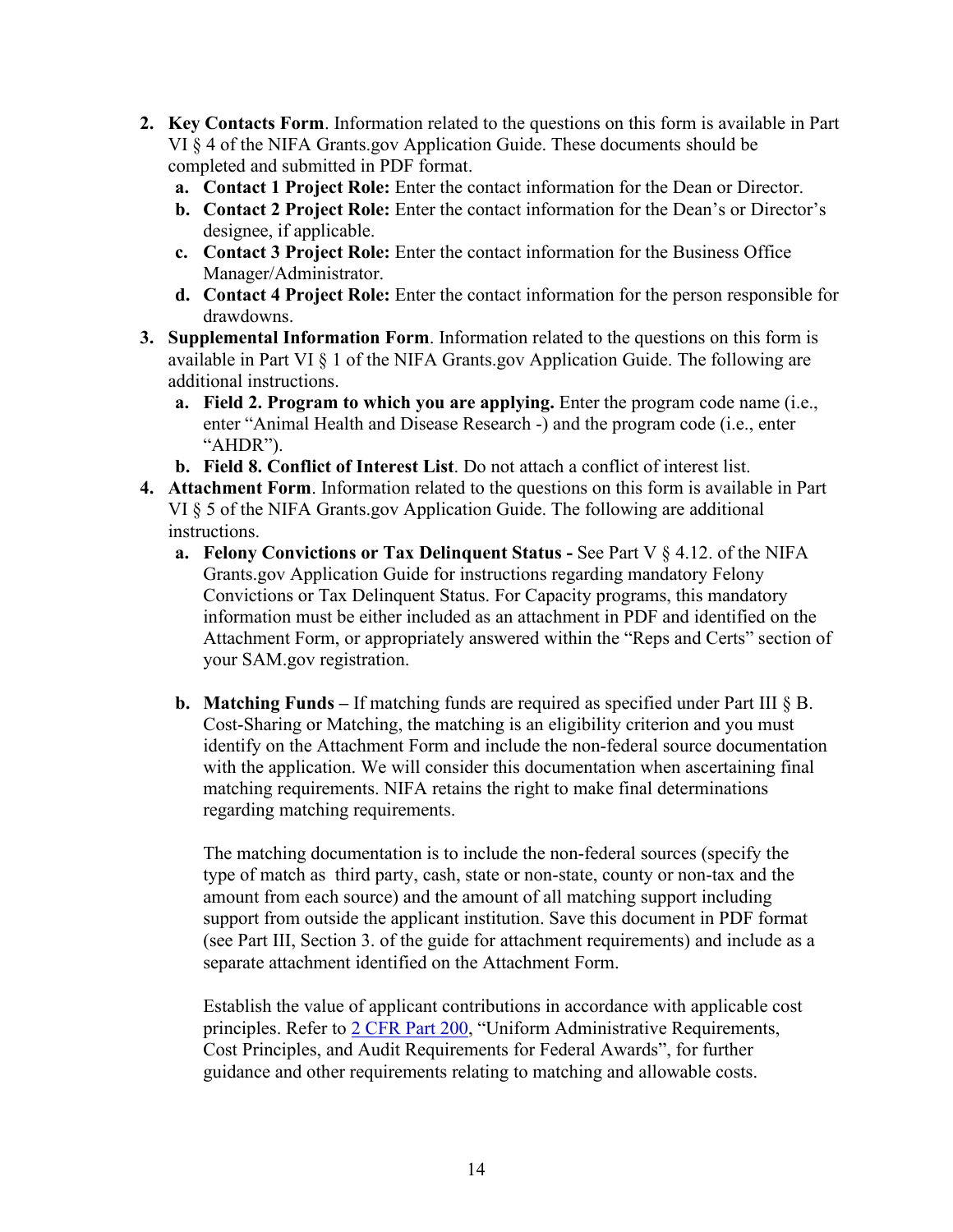2. **Key Contacts Form**. Information related to the questions on this form is available in Part VI § 4 of the NIFA Grants.gov Application Guide. These documents should be completed and submitted in PDF format.
   a. **Contact 1 Project Role:** Enter the contact information for the Dean or Director.
   b. **Contact 2 Project Role:** Enter the contact information for the Dean's or Director's designee, if applicable.
   c. **Contact 3 Project Role:** Enter the contact information for the Business Office Manager/Administrator.
   d. **Contact 4 Project Role:** Enter the contact information for the person responsible for drawdowns.
3. **Supplemental Information Form**. Information related to the questions on this form is available in Part VI § 1 of the NIFA Grants.gov Application Guide. The following are additional instructions.
   a. **Field 2. Program to which you are applying.** Enter the program code name (i.e., enter "Animal Health and Disease Research -) and the program code (i.e., enter "AHDR").
   b. **Field 8. Conflict of Interest List**. Do not attach a conflict of interest list.
4. **Attachment Form**. Information related to the questions on this form is available in Part VI § 5 of the NIFA Grants.gov Application Guide. The following are additional instructions.
   a. **Felony Convictions or Tax Delinquent Status -** See Part V § 4.12. of the NIFA Grants.gov Application Guide for instructions regarding mandatory Felony Convictions or Tax Delinquent Status. For Capacity programs, this mandatory information must be either included as an attachment in PDF and identified on the Attachment Form, or appropriately answered within the "Reps and Certs" section of your SAM.gov registration.

   b. **Matching Funds –** If matching funds are required as specified under Part III § B. Cost-Sharing or Matching, the matching is an eligibility criterion and you must identify on the Attachment Form and include the non-federal source documentation with the application. We will consider this documentation when ascertaining final matching requirements. NIFA retains the right to make final determinations regarding matching requirements.

      The matching documentation is to include the non-federal sources (specify the type of match as third party, cash, state or non-state, county or non-tax and the amount from each source) and the amount of all matching support including support from outside the applicant institution. Save this document in PDF format (see Part III, Section 3. of the guide for attachment requirements) and include as a separate attachment identified on the Attachment Form.

      Establish the value of applicant contributions in accordance with applicable cost principles. Refer to 2 CFR Part 200, "Uniform Administrative Requirements, Cost Principles, and Audit Requirements for Federal Awards", for further guidance and other requirements relating to matching and allowable costs.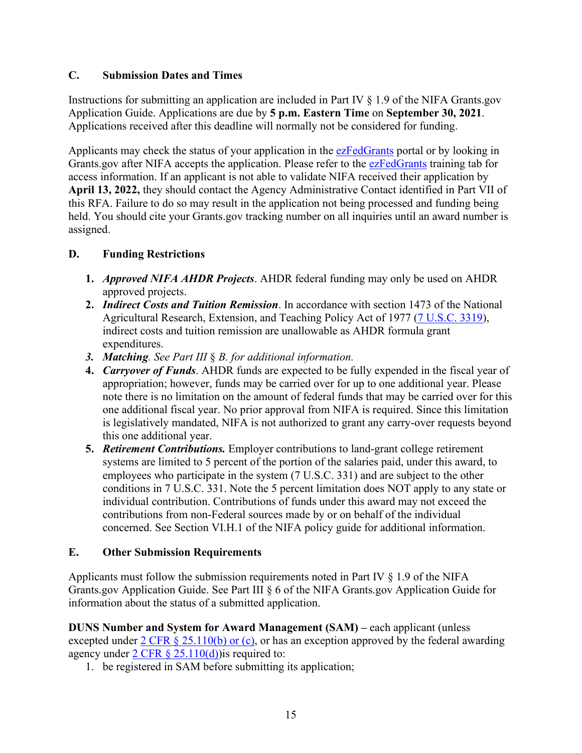### C. Submission Dates and Times

Instructions for submitting an application are included in Part IV § 1.9 of the NIFA Grants.gov Application Guide. Applications are due by **5 p.m. Eastern Time** on **September 30, 2021**. Applications received after this deadline will normally not be considered for funding.

Applicants may check the status of your application in the [ezFedGrants]() portal or by looking in Grants.gov after NIFA accepts the application. Please refer to the [ezFedGrants]() training tab for access information. If an applicant is not able to validate NIFA received their application by **April 13, 2022,** they should contact the Agency Administrative Contact identified in Part VII of this RFA. Failure to do so may result in the application not being processed and funding being held. You should cite your Grants.gov tracking number on all inquiries until an award number is assigned.

### D. Funding Restrictions

1. ***Approved NIFA AHDR Projects***. AHDR federal funding may only be used on AHDR approved projects.
2. ***Indirect Costs and Tuition Remission***. In accordance with section 1473 of the National Agricultural Research, Extension, and Teaching Policy Act of 1977 ([7 U.S.C. 3319]()), indirect costs and tuition remission are unallowable as AHDR formula grant expenditures.
3. ***Matching****. See Part III § B. for additional information.*
4. ***Carryover of Funds***. AHDR funds are expected to be fully expended in the fiscal year of appropriation; however, funds may be carried over for up to one additional year. Please note there is no limitation on the amount of federal funds that may be carried over for this one additional fiscal year. No prior approval from NIFA is required. Since this limitation is legislatively mandated, NIFA is not authorized to grant any carry-over requests beyond this one additional year.
5. ***Retirement Contributions.*** Employer contributions to land-grant college retirement systems are limited to 5 percent of the portion of the salaries paid, under this award, to employees who participate in the system (7 U.S.C. 331) and are subject to the other conditions in 7 U.S.C. 331. Note the 5 percent limitation does NOT apply to any state or individual contribution. Contributions of funds under this award may not exceed the contributions from non-Federal sources made by or on behalf of the individual concerned. See Section VI.H.1 of the NIFA policy guide for additional information.

### E. Other Submission Requirements

Applicants must follow the submission requirements noted in Part IV § 1.9 of the NIFA Grants.gov Application Guide. See Part III § 6 of the NIFA Grants.gov Application Guide for information about the status of a submitted application.

**DUNS Number and System for Award Management (SAM) –** each applicant (unless excepted under [2 CFR § 25.110(b) or (c)](), or has an exception approved by the federal awarding agency under [2 CFR § 25.110(d)]())is required to:

1. be registered in SAM before submitting its application;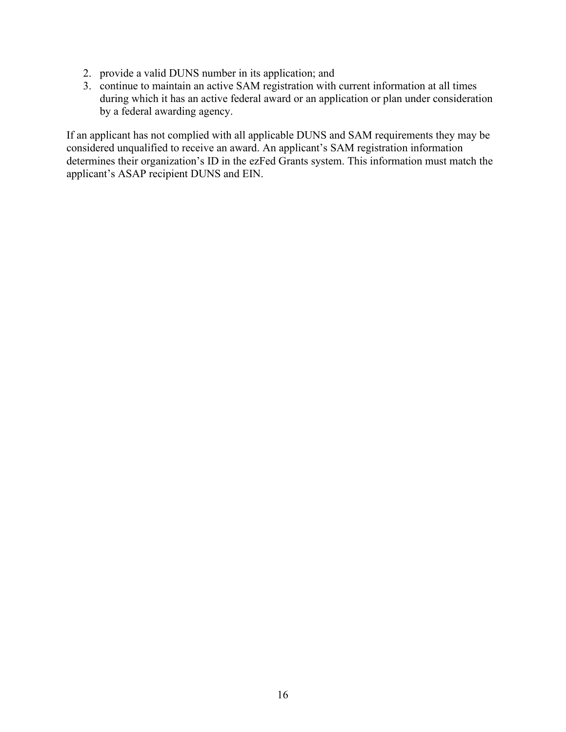2. provide a valid DUNS number in its application; and
3. continue to maintain an active SAM registration with current information at all times during which it has an active federal award or an application or plan under consideration by a federal awarding agency.

If an applicant has not complied with all applicable DUNS and SAM requirements they may be considered unqualified to receive an award. An applicant's SAM registration information determines their organization's ID in the ezFed Grants system. This information must match the applicant's ASAP recipient DUNS and EIN.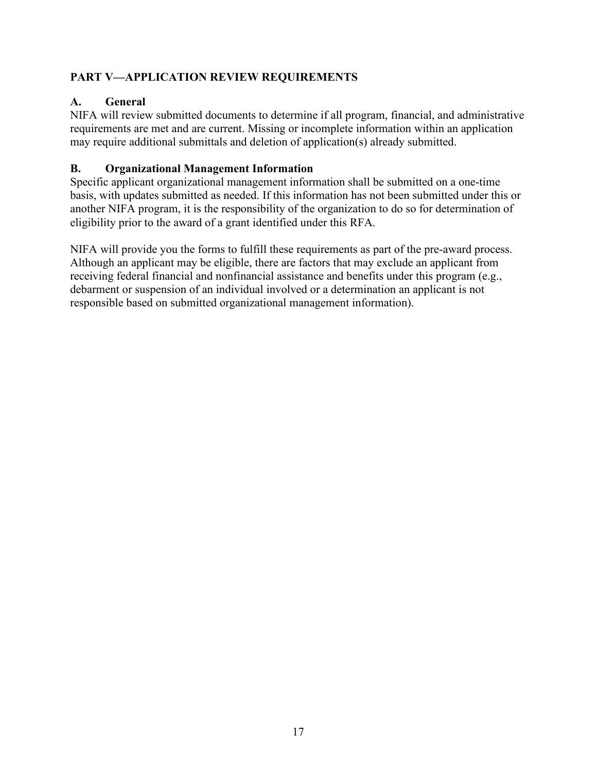## PART V—APPLICATION REVIEW REQUIREMENTS

### A. General

NIFA will review submitted documents to determine if all program, financial, and administrative requirements are met and are current. Missing or incomplete information within an application may require additional submittals and deletion of application(s) already submitted.

### B. Organizational Management Information

Specific applicant organizational management information shall be submitted on a one-time basis, with updates submitted as needed. If this information has not been submitted under this or another NIFA program, it is the responsibility of the organization to do so for determination of eligibility prior to the award of a grant identified under this RFA.

NIFA will provide you the forms to fulfill these requirements as part of the pre-award process. Although an applicant may be eligible, there are factors that may exclude an applicant from receiving federal financial and nonfinancial assistance and benefits under this program (e.g., debarment or suspension of an individual involved or a determination an applicant is not responsible based on submitted organizational management information).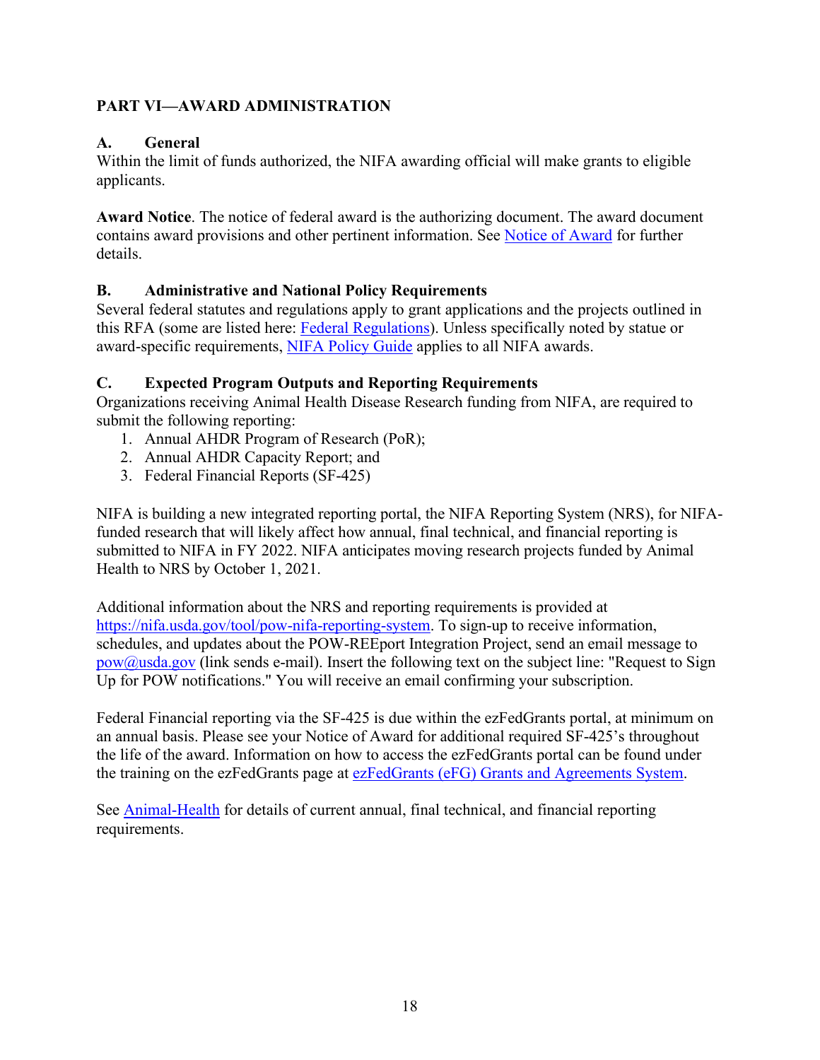## PART VI—AWARD ADMINISTRATION

### A. General

Within the limit of funds authorized, the NIFA awarding official will make grants to eligible applicants.

**Award Notice**. The notice of federal award is the authorizing document. The award document contains award provisions and other pertinent information. See Notice of Award for further details.

### B. Administrative and National Policy Requirements

Several federal statutes and regulations apply to grant applications and the projects outlined in this RFA (some are listed here: Federal Regulations). Unless specifically noted by statue or award-specific requirements, NIFA Policy Guide applies to all NIFA awards.

### C. Expected Program Outputs and Reporting Requirements

Organizations receiving Animal Health Disease Research funding from NIFA, are required to submit the following reporting:

1. Annual AHDR Program of Research (PoR);
2. Annual AHDR Capacity Report; and
3. Federal Financial Reports (SF-425)

NIFA is building a new integrated reporting portal, the NIFA Reporting System (NRS), for NIFA-funded research that will likely affect how annual, final technical, and financial reporting is submitted to NIFA in FY 2022. NIFA anticipates moving research projects funded by Animal Health to NRS by October 1, 2021.

Additional information about the NRS and reporting requirements is provided at https://nifa.usda.gov/tool/pow-nifa-reporting-system. To sign-up to receive information, schedules, and updates about the POW-REEport Integration Project, send an email message to pow@usda.gov (link sends e-mail). Insert the following text on the subject line: "Request to Sign Up for POW notifications." You will receive an email confirming your subscription.

Federal Financial reporting via the SF-425 is due within the ezFedGrants portal, at minimum on an annual basis. Please see your Notice of Award for additional required SF-425's throughout the life of the award. Information on how to access the ezFedGrants portal can be found under the training on the ezFedGrants page at ezFedGrants (eFG) Grants and Agreements System.

See Animal-Health for details of current annual, final technical, and financial reporting requirements.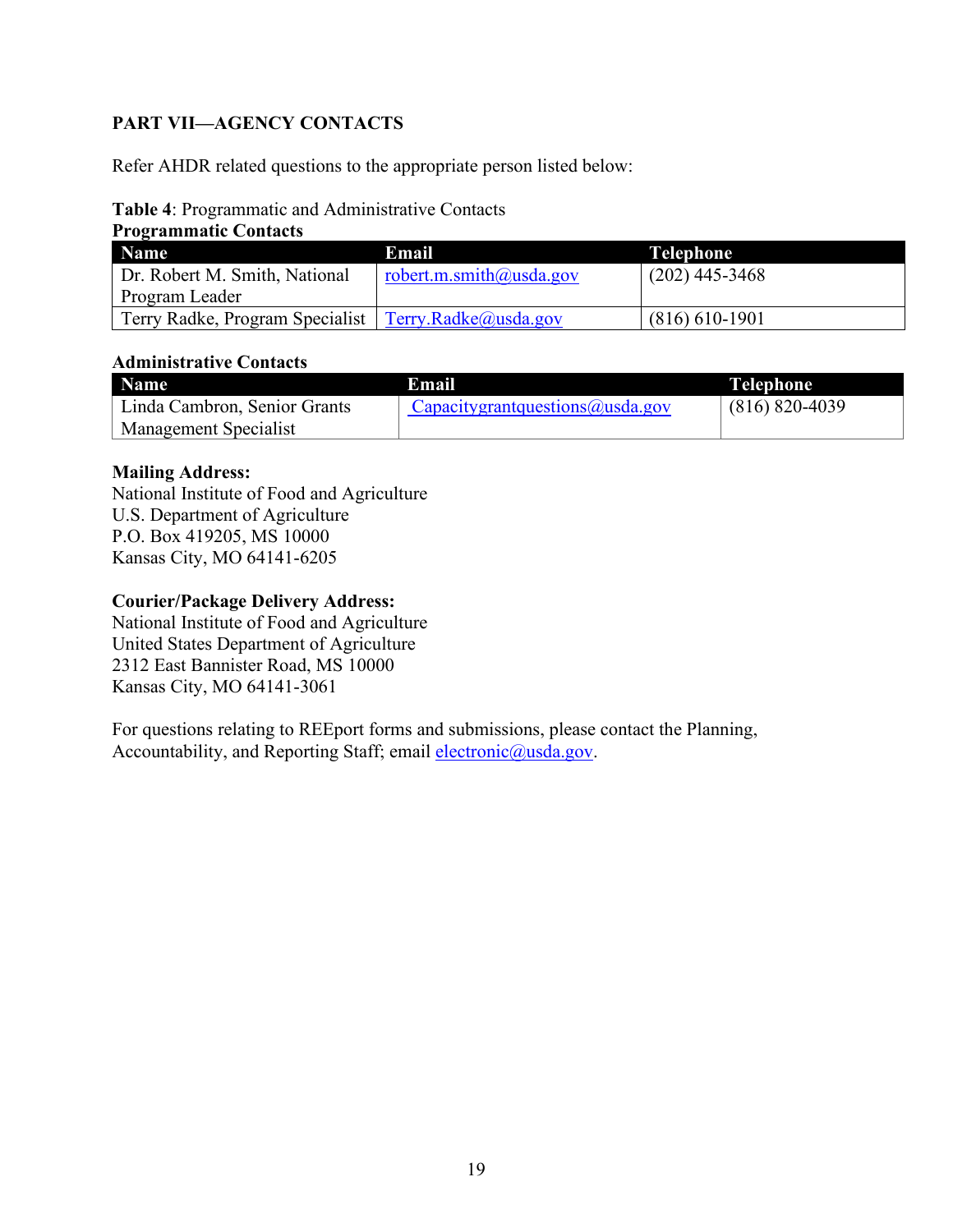## PART VII—AGENCY CONTACTS

Refer AHDR related questions to the appropriate person listed below:

**Table 4**: Programmatic and Administrative Contacts

**Programmatic Contacts**

| Name | Email | Telephone |
|---|---|---|
| Dr. Robert M. Smith, National Program Leader | robert.m.smith@usda.gov | (202) 445-3468 |
| Terry Radke, Program Specialist | Terry.Radke@usda.gov | (816) 610-1901 |

**Administrative Contacts**

| Name | Email | Telephone |
|---|---|---|
| Linda Cambron, Senior Grants Management Specialist | Capacitygrantquestions@usda.gov | (816) 820-4039 |

**Mailing Address:**
National Institute of Food and Agriculture
U.S. Department of Agriculture
P.O. Box 419205, MS 10000
Kansas City, MO 64141-6205

**Courier/Package Delivery Address:**
National Institute of Food and Agriculture
United States Department of Agriculture
2312 East Bannister Road, MS 10000
Kansas City, MO 64141-3061

For questions relating to REEport forms and submissions, please contact the Planning, Accountability, and Reporting Staff; email electronic@usda.gov.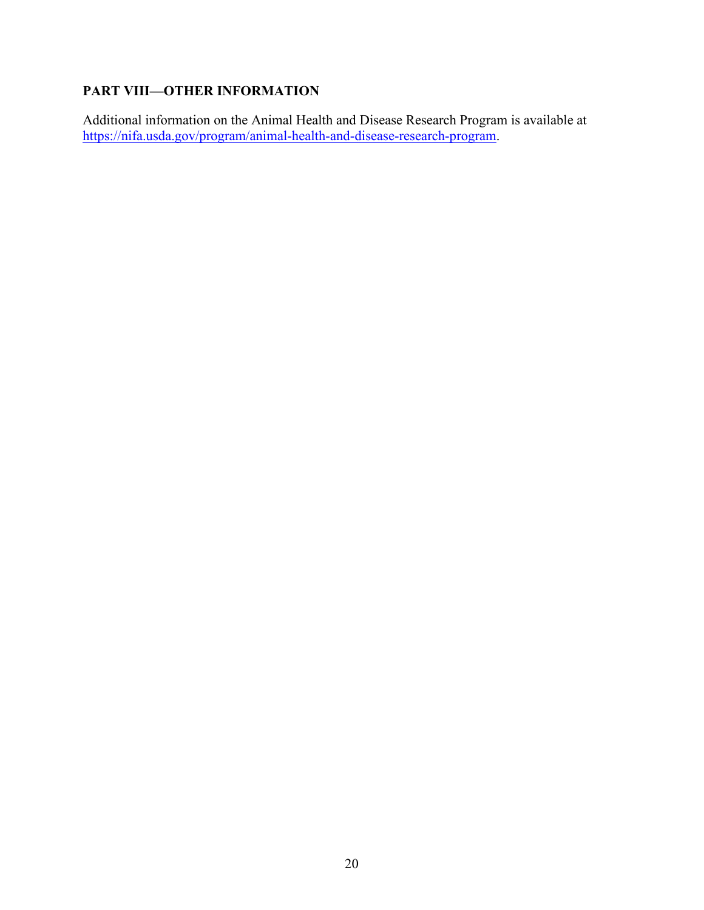## PART VIII—OTHER INFORMATION

Additional information on the Animal Health and Disease Research Program is available at [https://nifa.usda.gov/program/animal-health-and-disease-research-program](https://nifa.usda.gov/program/animal-health-and-disease-research-program).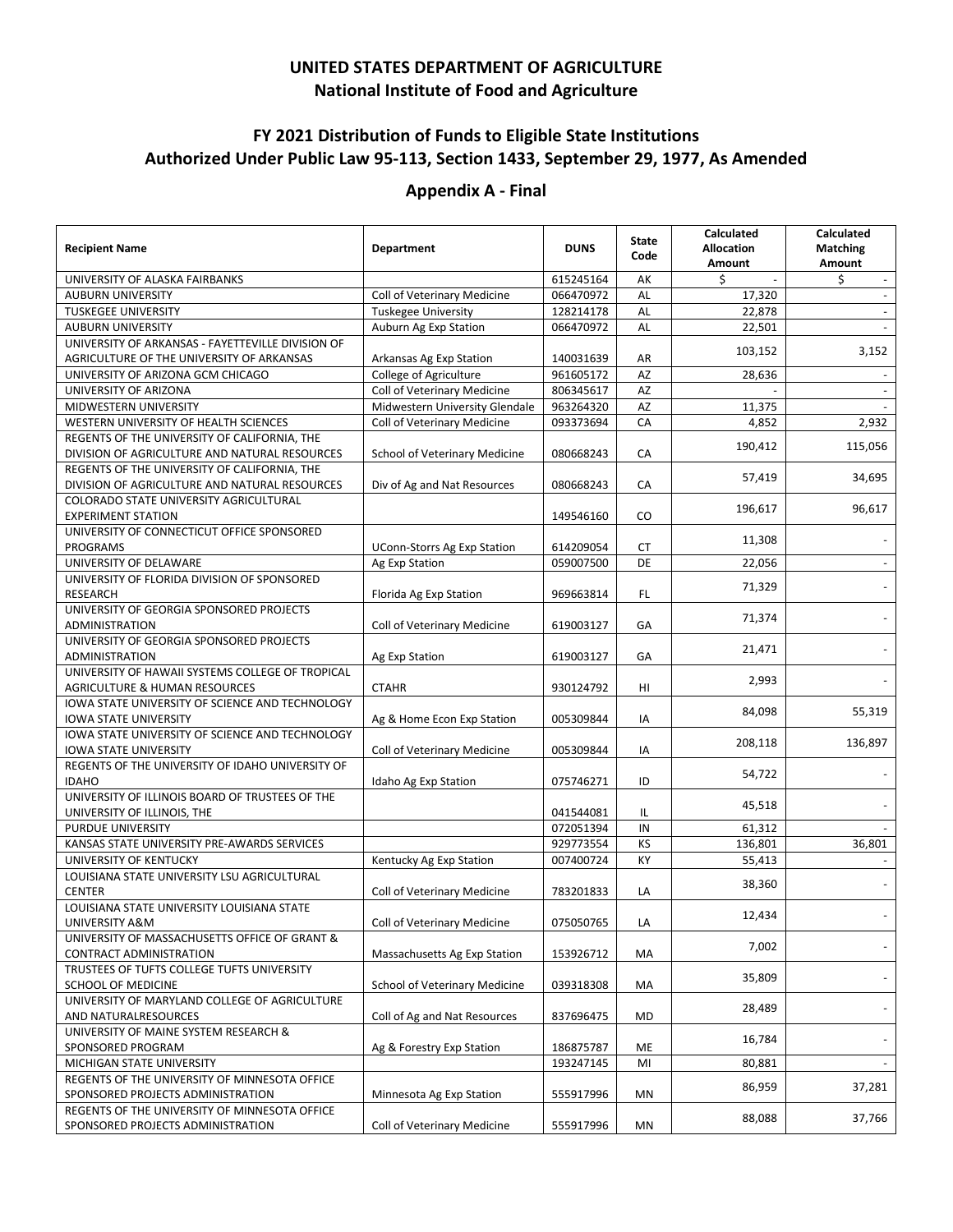# UNITED STATES DEPARTMENT OF AGRICULTURE
## National Institute of Food and Agriculture

## FY 2021 Distribution of Funds to Eligible State Institutions
## Authorized Under Public Law 95-113, Section 1433, September 29, 1977, As Amended

## Appendix A - Final

| Recipient Name | Department | DUNS | State Code | Calculated Allocation Amount | Calculated Matching Amount |
|---|---|---|---|---|---|
| UNIVERSITY OF ALASKA FAIRBANKS | | 615245164 | AK | $ - | $ - |
| AUBURN UNIVERSITY | Coll of Veterinary Medicine | 066470972 | AL | 17,320 | - |
| TUSKEGEE UNIVERSITY | Tuskegee University | 128214178 | AL | 22,878 | - |
| AUBURN UNIVERSITY | Auburn Ag Exp Station | 066470972 | AL | 22,501 | - |
| UNIVERSITY OF ARKANSAS - FAYETTEVILLE DIVISION OF AGRICULTURE OF THE UNIVERSITY OF ARKANSAS | Arkansas Ag Exp Station | 140031639 | AR | 103,152 | 3,152 |
| UNIVERSITY OF ARIZONA GCM CHICAGO | College of Agriculture | 961605172 | AZ | 28,636 | - |
| UNIVERSITY OF ARIZONA | Coll of Veterinary Medicine | 806345617 | AZ | - | - |
| MIDWESTERN UNIVERSITY | Midwestern University Glendale | 963264320 | AZ | 11,375 | - |
| WESTERN UNIVERSITY OF HEALTH SCIENCES | Coll of Veterinary Medicine | 093373694 | CA | 4,852 | 2,932 |
| REGENTS OF THE UNIVERSITY OF CALIFORNIA, THE DIVISION OF AGRICULTURE AND NATURAL RESOURCES | School of Veterinary Medicine | 080668243 | CA | 190,412 | 115,056 |
| REGENTS OF THE UNIVERSITY OF CALIFORNIA, THE DIVISION OF AGRICULTURE AND NATURAL RESOURCES | Div of Ag and Nat Resources | 080668243 | CA | 57,419 | 34,695 |
| COLORADO STATE UNIVERSITY AGRICULTURAL EXPERIMENT STATION | | 149546160 | CO | 196,617 | 96,617 |
| UNIVERSITY OF CONNECTICUT OFFICE SPONSORED PROGRAMS | UConn-Storrs Ag Exp Station | 614209054 | CT | 11,308 | - |
| UNIVERSITY OF DELAWARE | Ag Exp Station | 059007500 | DE | 22,056 | - |
| UNIVERSITY OF FLORIDA DIVISION OF SPONSORED RESEARCH | Florida Ag Exp Station | 969663814 | FL | 71,329 | - |
| UNIVERSITY OF GEORGIA SPONSORED PROJECTS ADMINISTRATION | Coll of Veterinary Medicine | 619003127 | GA | 71,374 | - |
| UNIVERSITY OF GEORGIA SPONSORED PROJECTS ADMINISTRATION | Ag Exp Station | 619003127 | GA | 21,471 | - |
| UNIVERSITY OF HAWAII SYSTEMS COLLEGE OF TROPICAL AGRICULTURE & HUMAN RESOURCES | CTAHR | 930124792 | HI | 2,993 | - |
| IOWA STATE UNIVERSITY OF SCIENCE AND TECHNOLOGY IOWA STATE UNIVERSITY | Ag & Home Econ Exp Station | 005309844 | IA | 84,098 | 55,319 |
| IOWA STATE UNIVERSITY OF SCIENCE AND TECHNOLOGY IOWA STATE UNIVERSITY | Coll of Veterinary Medicine | 005309844 | IA | 208,118 | 136,897 |
| REGENTS OF THE UNIVERSITY OF IDAHO UNIVERSITY OF IDAHO | Idaho Ag Exp Station | 075746271 | ID | 54,722 | - |
| UNIVERSITY OF ILLINOIS BOARD OF TRUSTEES OF THE UNIVERSITY OF ILLINOIS, THE | | 041544081 | IL | 45,518 | - |
| PURDUE UNIVERSITY | | 072051394 | IN | 61,312 | - |
| KANSAS STATE UNIVERSITY PRE-AWARDS SERVICES | | 929773554 | KS | 136,801 | 36,801 |
| UNIVERSITY OF KENTUCKY | Kentucky Ag Exp Station | 007400724 | KY | 55,413 | - |
| LOUISIANA STATE UNIVERSITY LSU AGRICULTURAL CENTER | Coll of Veterinary Medicine | 783201833 | LA | 38,360 | - |
| LOUISIANA STATE UNIVERSITY LOUISIANA STATE UNIVERSITY A&M | Coll of Veterinary Medicine | 075050765 | LA | 12,434 | - |
| UNIVERSITY OF MASSACHUSETTS OFFICE OF GRANT & CONTRACT ADMINISTRATION | Massachusetts Ag Exp Station | 153926712 | MA | 7,002 | - |
| TRUSTEES OF TUFTS COLLEGE TUFTS UNIVERSITY SCHOOL OF MEDICINE | School of Veterinary Medicine | 039318308 | MA | 35,809 | - |
| UNIVERSITY OF MARYLAND COLLEGE OF AGRICULTURE AND NATURALRESOURCES | Coll of Ag and Nat Resources | 837696475 | MD | 28,489 | - |
| UNIVERSITY OF MAINE SYSTEM RESEARCH & SPONSORED PROGRAM | Ag & Forestry Exp Station | 186875787 | ME | 16,784 | - |
| MICHIGAN STATE UNIVERSITY | | 193247145 | MI | 80,881 | - |
| REGENTS OF THE UNIVERSITY OF MINNESOTA OFFICE SPONSORED PROJECTS ADMINISTRATION | Minnesota Ag Exp Station | 555917996 | MN | 86,959 | 37,281 |
| REGENTS OF THE UNIVERSITY OF MINNESOTA OFFICE SPONSORED PROJECTS ADMINISTRATION | Coll of Veterinary Medicine | 555917996 | MN | 88,088 | 37,766 |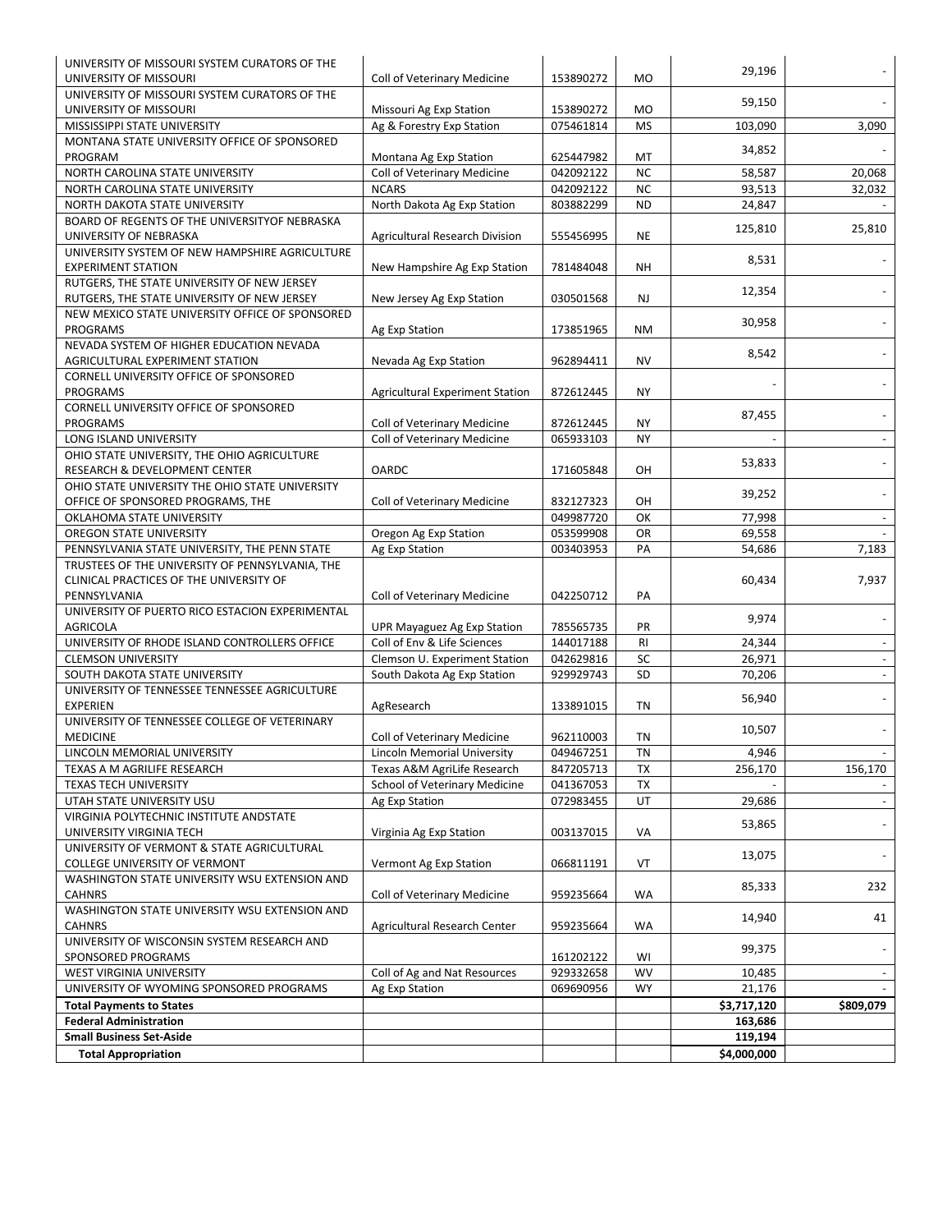| | | | | | |
|---|---|---|---|---|---|
| UNIVERSITY OF MISSOURI SYSTEM CURATORS OF THE UNIVERSITY OF MISSOURI | Coll of Veterinary Medicine | 153890272 | MO | 29,196 | - |
| UNIVERSITY OF MISSOURI SYSTEM CURATORS OF THE UNIVERSITY OF MISSOURI | Missouri Ag Exp Station | 153890272 | MO | 59,150 | - |
| MISSISSIPPI STATE UNIVERSITY | Ag & Forestry Exp Station | 075461814 | MS | 103,090 | 3,090 |
| MONTANA STATE UNIVERSITY OFFICE OF SPONSORED PROGRAM | Montana Ag Exp Station | 625447982 | MT | 34,852 | - |
| NORTH CAROLINA STATE UNIVERSITY | Coll of Veterinary Medicine | 042092122 | NC | 58,587 | 20,068 |
| NORTH CAROLINA STATE UNIVERSITY | NCARS | 042092122 | NC | 93,513 | 32,032 |
| NORTH DAKOTA STATE UNIVERSITY | North Dakota Ag Exp Station | 803882299 | ND | 24,847 | - |
| BOARD OF REGENTS OF THE UNIVERSITYOF NEBRASKA UNIVERSITY OF NEBRASKA | Agricultural Research Division | 555456995 | NE | 125,810 | 25,810 |
| UNIVERSITY SYSTEM OF NEW HAMPSHIRE AGRICULTURE EXPERIMENT STATION | New Hampshire Ag Exp Station | 781484048 | NH | 8,531 | - |
| RUTGERS, THE STATE UNIVERSITY OF NEW JERSEY RUTGERS, THE STATE UNIVERSITY OF NEW JERSEY | New Jersey Ag Exp Station | 030501568 | NJ | 12,354 | - |
| NEW MEXICO STATE UNIVERSITY OFFICE OF SPONSORED PROGRAMS | Ag Exp Station | 173851965 | NM | 30,958 | - |
| NEVADA SYSTEM OF HIGHER EDUCATION NEVADA AGRICULTURAL EXPERIMENT STATION | Nevada Ag Exp Station | 962894411 | NV | 8,542 | - |
| CORNELL UNIVERSITY OFFICE OF SPONSORED PROGRAMS | Agricultural Experiment Station | 872612445 | NY | - | - |
| CORNELL UNIVERSITY OFFICE OF SPONSORED PROGRAMS | Coll of Veterinary Medicine | 872612445 | NY | 87,455 | - |
| LONG ISLAND UNIVERSITY | Coll of Veterinary Medicine | 065933103 | NY | - | - |
| OHIO STATE UNIVERSITY, THE OHIO AGRICULTURE RESEARCH & DEVELOPMENT CENTER | OARDC | 171605848 | OH | 53,833 | - |
| OHIO STATE UNIVERSITY THE OHIO STATE UNIVERSITY OFFICE OF SPONSORED PROGRAMS, THE | Coll of Veterinary Medicine | 832127323 | OH | 39,252 | - |
| OKLAHOMA STATE UNIVERSITY | | 049987720 | OK | 77,998 | - |
| OREGON STATE UNIVERSITY | Oregon Ag Exp Station | 053599908 | OR | 69,558 | - |
| PENNSYLVANIA STATE UNIVERSITY, THE PENN STATE | Ag Exp Station | 003403953 | PA | 54,686 | 7,183 |
| TRUSTEES OF THE UNIVERSITY OF PENNSYLVANIA, THE CLINICAL PRACTICES OF THE UNIVERSITY OF PENNSYLVANIA | Coll of Veterinary Medicine | 042250712 | PA | 60,434 | 7,937 |
| UNIVERSITY OF PUERTO RICO ESTACION EXPERIMENTAL AGRICOLA | UPR Mayaguez Ag Exp Station | 785565735 | PR | 9,974 | - |
| UNIVERSITY OF RHODE ISLAND CONTROLLERS OFFICE | Coll of Env & Life Sciences | 144017188 | RI | 24,344 | - |
| CLEMSON UNIVERSITY | Clemson U. Experiment Station | 042629816 | SC | 26,971 | - |
| SOUTH DAKOTA STATE UNIVERSITY | South Dakota Ag Exp Station | 929929743 | SD | 70,206 | - |
| UNIVERSITY OF TENNESSEE TENNESSEE AGRICULTURE EXPERIEN | AgResearch | 133891015 | TN | 56,940 | - |
| UNIVERSITY OF TENNESSEE COLLEGE OF VETERINARY MEDICINE | Coll of Veterinary Medicine | 962110003 | TN | 10,507 | - |
| LINCOLN MEMORIAL UNIVERSITY | Lincoln Memorial University | 049467251 | TN | 4,946 | - |
| TEXAS A M AGRILIFE RESEARCH | Texas A&M AgriLife Research | 847205713 | TX | 256,170 | 156,170 |
| TEXAS TECH UNIVERSITY | School of Veterinary Medicine | 041367053 | TX | - | - |
| UTAH STATE UNIVERSITY USU | Ag Exp Station | 072983455 | UT | 29,686 | - |
| VIRGINIA POLYTECHNIC INSTITUTE ANDSTATE UNIVERSITY VIRGINIA TECH | Virginia Ag Exp Station | 003137015 | VA | 53,865 | - |
| UNIVERSITY OF VERMONT & STATE AGRICULTURAL COLLEGE UNIVERSITY OF VERMONT | Vermont Ag Exp Station | 066811191 | VT | 13,075 | - |
| WASHINGTON STATE UNIVERSITY WSU EXTENSION AND CAHNRS | Coll of Veterinary Medicine | 959235664 | WA | 85,333 | 232 |
| WASHINGTON STATE UNIVERSITY WSU EXTENSION AND CAHNRS | Agricultural Research Center | 959235664 | WA | 14,940 | 41 |
| UNIVERSITY OF WISCONSIN SYSTEM RESEARCH AND SPONSORED PROGRAMS | | 161202122 | WI | 99,375 | - |
| WEST VIRGINIA UNIVERSITY | Coll of Ag and Nat Resources | 929332658 | WV | 10,485 | - |
| UNIVERSITY OF WYOMING SPONSORED PROGRAMS | Ag Exp Station | 069690956 | WY | 21,176 | - |
| **Total Payments to States** | | | | **$3,717,120** | **$809,079** |
| **Federal Administration** | | | | **163,686** | |
| **Small Business Set-Aside** | | | | **119,194** | |
| **Total Appropriation** | | | | **$4,000,000** | |